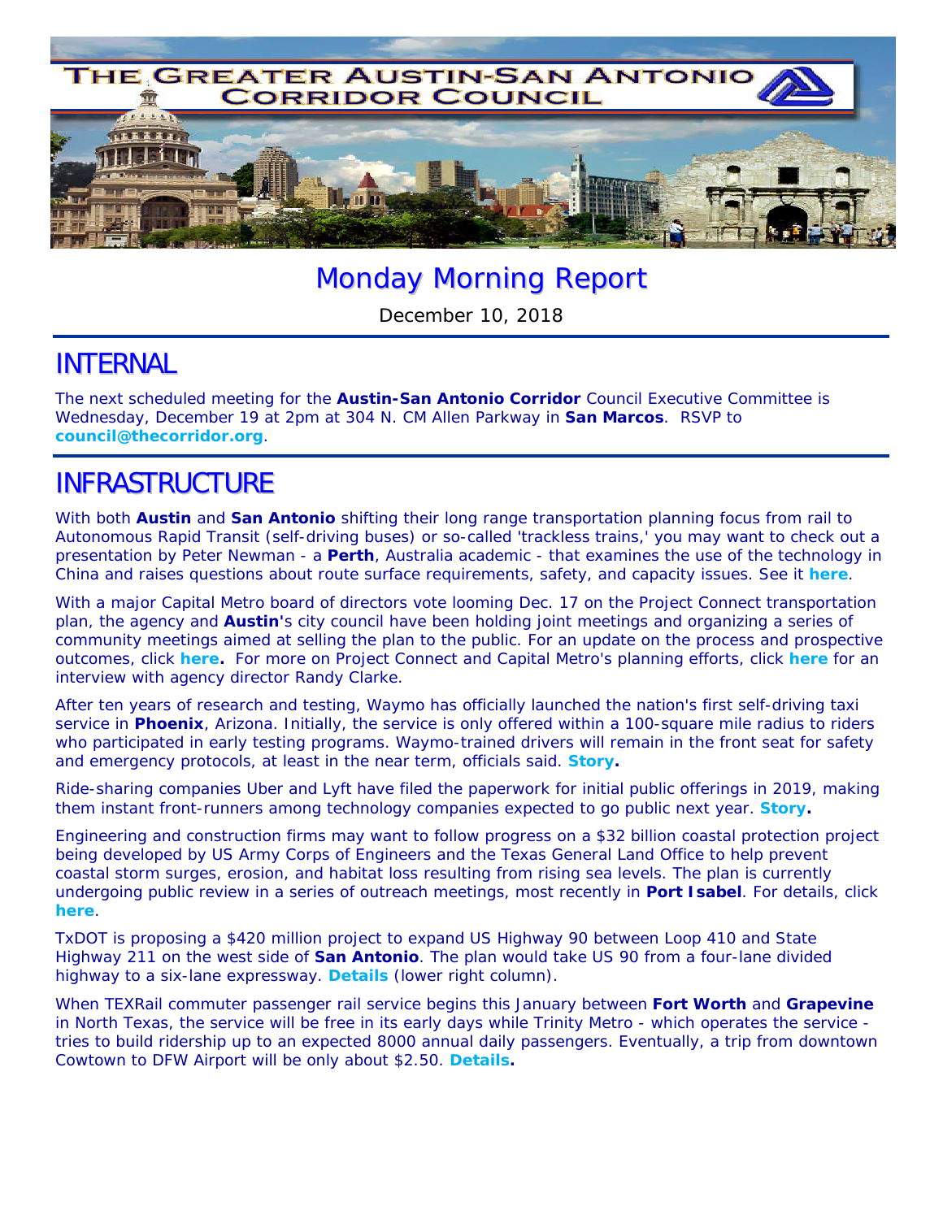# THE GREATER AUSTIN-SAN ANTONIO CORRIDOR COUNCIL

## Monday Morning Report

December 10, 2018

## INTERNAL

The next scheduled meeting for the **Austin-San Antonio Corridor** Council Executive Committee is Wednesday, December 19 at 2pm at 304 N. CM Allen Parkway in **San Marcos**. RSVP to **council@thecorridor.org**.

## INFRASTRUCTURE

With both **Austin** and **San Antonio** shifting their long range transportation planning focus from rail to Autonomous Rapid Transit (self-driving buses) or so-called 'trackless trains,' you may want to check out a presentation by Peter Newman - a **Perth**, Australia academic - that examines the use of the technology in China and raises questions about route surface requirements, safety, and capacity issues. See it **here**.

With a major Capital Metro board of directors vote looming Dec. 17 on the Project Connect transportation plan, the agency and **Austin**'s city council have been holding joint meetings and organizing a series of community meetings aimed at selling the plan to the public. For an update on the process and prospective outcomes, click **here.** For more on Project Connect and Capital Metro's planning efforts, click **here** for an interview with agency director Randy Clarke.

After ten years of research and testing, Waymo has officially launched the nation's first self-driving taxi service in **Phoenix**, Arizona. Initially, the service is only offered within a 100-square mile radius to riders who participated in early testing programs. Waymo-trained drivers will remain in the front seat for safety and emergency protocols, at least in the near term, officials said. **Story.**

Ride-sharing companies Uber and Lyft have filed the paperwork for initial public offerings in 2019, making them instant front-runners among technology companies expected to go public next year. **Story.**

Engineering and construction firms may want to follow progress on a $32 billion coastal protection project being developed by US Army Corps of Engineers and the Texas General Land Office to help prevent coastal storm surges, erosion, and habitat loss resulting from rising sea levels. The plan is currently undergoing public review in a series of outreach meetings, most recently in **Port Isabel**. For details, click **here**.

TxDOT is proposing a $420 million project to expand US Highway 90 between Loop 410 and State Highway 211 on the west side of **San Antonio**. The plan would take US 90 from a four-lane divided highway to a six-lane expressway. **Details** (lower right column).

When TEXRail commuter passenger rail service begins this January between **Fort Worth** and **Grapevine** in North Texas, the service will be free in its early days while Trinity Metro - which operates the service - tries to build ridership up to an expected 8000 annual daily passengers. Eventually, a trip from downtown Cowtown to DFW Airport will be only about $2.50. **Details.**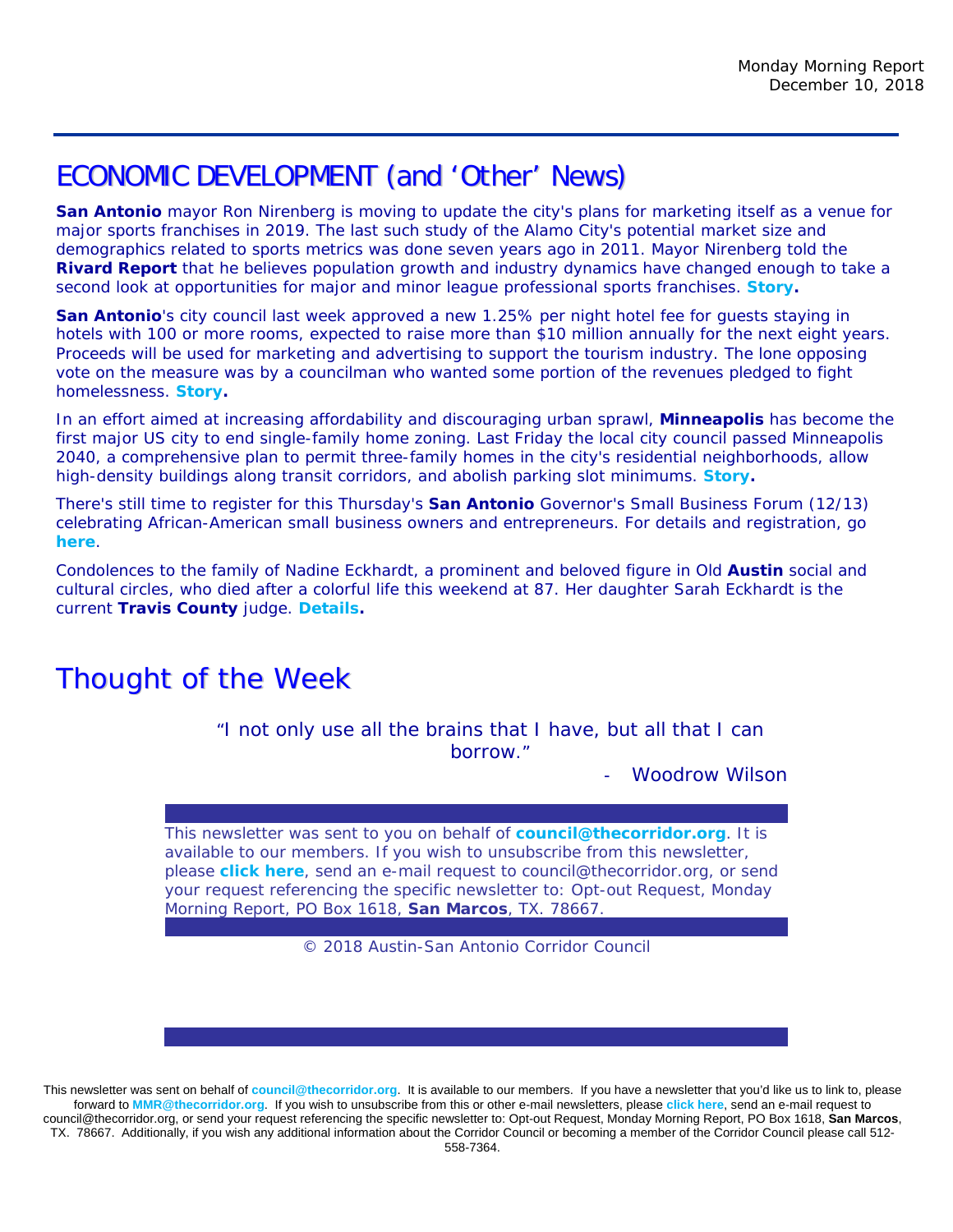## ECONOMIC DEVELOPMENT (and 'Other' News)

**San Antonio** mayor Ron Nirenberg is moving to update the city's plans for marketing itself as a venue for major sports franchises in 2019. The last such study of the Alamo City's potential market size and demographics related to sports metrics was done seven years ago in 2011. Mayor Nirenberg told the **Rivard Report** that he believes population growth and industry dynamics have changed enough to take a second look at opportunities for major and minor league professional sports franchises. **Story.**

**San Antonio**'s city council last week approved a new 1.25% per night hotel fee for guests staying in hotels with 100 or more rooms, expected to raise more than $10 million annually for the next eight years. Proceeds will be used for marketing and advertising to support the tourism industry. The lone opposing vote on the measure was by a councilman who wanted some portion of the revenues pledged to fight homelessness. **Story.**

In an effort aimed at increasing affordability and discouraging urban sprawl, **Minneapolis** has become the first major US city to end single-family home zoning. Last Friday the local city council passed Minneapolis 2040, a comprehensive plan to permit three-family homes in the city's residential neighborhoods, allow high-density buildings along transit corridors, and abolish parking slot minimums. **Story.**

There's still time to register for this Thursday's **San Antonio** Governor's Small Business Forum (12/13) celebrating African-American small business owners and entrepreneurs. For details and registration, go **here**.

Condolences to the family of Nadine Eckhardt, a prominent and beloved figure in Old **Austin** social and cultural circles, who died after a colorful life this weekend at 87. Her daughter Sarah Eckhardt is the current **Travis County** judge. **Details.**

## Thought of the Week

"I not only use all the brains that I have, but all that I can borrow."

\- Woodrow Wilson

This newsletter was sent to you on behalf of **council@thecorridor.org**. It is available to our members. If you wish to unsubscribe from this newsletter, please **click here**, send an e-mail request to council@thecorridor.org, or send your request referencing the specific newsletter to: Opt-out Request, Monday Morning Report, PO Box 1618, **San Marcos**, TX. 78667.

© 2018 Austin-San Antonio Corridor Council

This newsletter was sent on behalf of **council@thecorridor.org**. It is available to our members. If you have a newsletter that you'd like us to link to, please forward to **MMR@thecorridor.org**. If you wish to unsubscribe from this or other e-mail newsletters, please **click here**, send an e-mail request to council@thecorridor.org, or send your request referencing the specific newsletter to: Opt-out Request, Monday Morning Report, PO Box 1618, **San Marcos**, TX. 78667. Additionally, if you wish any additional information about the Corridor Council or becoming a member of the Corridor Council please call 512-558-7364.